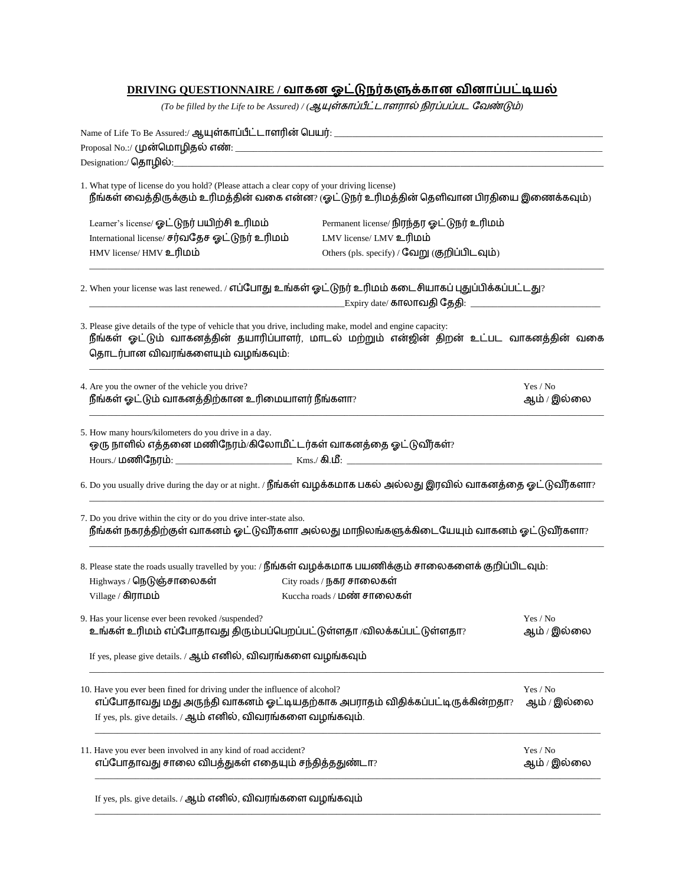## DRIVING QUESTIONNAIRE / வாகன ஓட்டுநர்களுக்கான வினாப்பட்டியல்

*(To be filled by the Life to be Assured) / (ஆயுள்காப்பீட்டாளரால் நிரப்பப்பட வேண்டும்)*

Name of Life To Be Assured:/ ஆயுள்காப்பீட்டாளரின் பெயர்: ____________________

Proposal No.:/ முன்மொழிதல் எண்: ____________________

Designation:/ தொழில்: ____________________

1. What type of license do you hold? (Please attach a clear copy of your driving license)
   நீங்கள் வைத்திருக்கும் உரிமத்தின் வகை என்ன? (ஓட்டுநர் உரிமத்தின் தெளிவான பிரதியை இணைக்கவும்)

   Learner's license/ ஓட்டுநர் பயிற்சி உரிமம் Permanent license/ நிரந்தர ஓட்டுநர் உரிமம்
   International license/ சர்வதேச ஓட்டுநர் உரிமம் LMV license/ LMV உரிமம்
   HMV license/ HMV உரிமம் Others (pls. specify) / வேறு (குறிப்பிடவும்)

   ____________________

2. When your license was last renewed. / எப்போது உங்கள் ஓட்டுநர் உரிமம் கடைசியாகப் புதுப்பிக்கப்பட்டது?
   ____________________ Expiry date/ காலாவதி தேதி: ____________________

3. Please give details of the type of vehicle that you drive, including make, model and engine capacity:
   நீங்கள் ஓட்டும் வாகனத்தின் தயாரிப்பாளர், மாடல் மற்றும் என்ஜின் திறன் உட்பட வாகனத்தின் வகை தொடர்பான விவரங்களையும் வழங்கவும்:
   ____________________

4. Are you the owner of the vehicle you drive? Yes / No
   நீங்கள் ஓட்டும் வாகனத்திற்கான உரிமையாளர் நீங்களா? ஆம் / இல்லை
   ____________________

5. How many hours/kilometers do you drive in a day.
   ஒரு நாளில் எத்தனை மணிநேரம்/கிலோமீட்டர்கள் வாகனத்தை ஓட்டுவீர்கள்?
   Hours./ மணிநேரம்: ____________ Kms./ கி.மீ: ____________________

6. Do you usually drive during the day or at night. / நீங்கள் வழக்கமாக பகல் அல்லது இரவில் வாகனத்தை ஓட்டுவீர்களா?
   ____________________

7. Do you drive within the city or do you drive inter-state also.
   நீங்கள் நகரத்திற்குள் வாகனம் ஓட்டுவீர்களா அல்லது மாநிலங்களுக்கிடையேயும் வாகனம் ஓட்டுவீர்களா?
   ____________________

8. Please state the roads usually travelled by you: / நீங்கள் வழக்கமாக பயணிக்கும் சாலைகளைக் குறிப்பிடவும்:
   Highways / நெடுஞ்சாலைகள் City roads / நகர சாலைகள்
   Village / கிராமம் Kuccha roads / மண் சாலைகள்

9. Has your license ever been revoked /suspended? Yes / No
   உங்கள் உரிமம் எப்போதாவது திரும்பப்பெறப்பட்டுள்ளதா /விலக்கப்பட்டுள்ளதா? ஆம் / இல்லை

   If yes, please give details. / ஆம் எனில், விவரங்களை வழங்கவும்
   ____________________

10. Have you ever been fined for driving under the influence of alcohol? Yes / No
    எப்போதாவது மது அருந்தி வாகனம் ஓட்டியதற்காக அபராதம் விதிக்கப்பட்டிருக்கின்றதா? ஆம் / இல்லை
    If yes, pls. give details. / ஆம் எனில், விவரங்களை வழங்கவும்.
    ____________________

11. Have you ever been involved in any kind of road accident? Yes / No
    எப்போதாவது சாலை விபத்துகள் எதையும் சந்தித்ததுண்டா? ஆம் / இல்லை
    ____________________

    If yes, pls. give details. / ஆம் எனில், விவரங்களை வழங்கவும்
    ____________________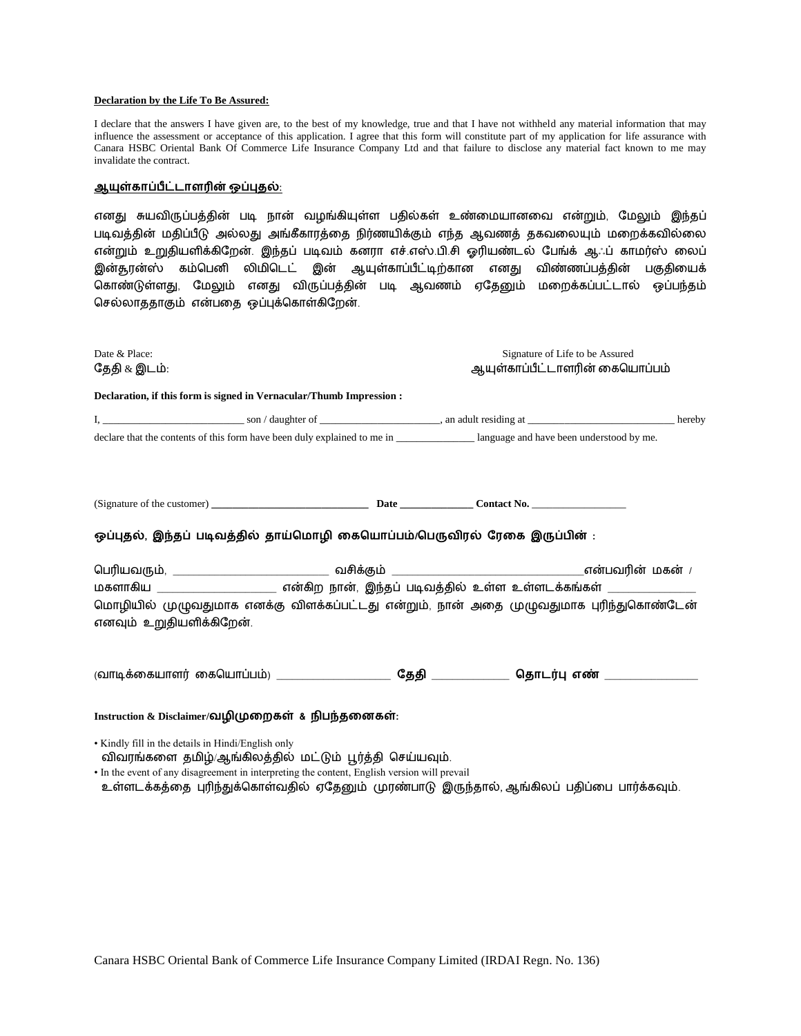**Declaration by the Life To Be Assured:**

I declare that the answers I have given are, to the best of my knowledge, true and that I have not withheld any material information that may influence the assessment or acceptance of this application. I agree that this form will constitute part of my application for life assurance with Canara HSBC Oriental Bank Of Commerce Life Insurance Company Ltd and that failure to disclose any material fact known to me may invalidate the contract.

**ஆயுள்காப்பீட்டாளரின் ஒப்புதல்:**

எனது சுயவிருப்பத்தின் படி நான் வழங்கியுள்ள பதில்கள் உண்மையானவை என்றும், மேலும் இந்தப் படிவத்தின் மதிப்பீடு அல்லது அங்கீகாரத்தை நிர்ணயிக்கும் எந்த ஆவணத் தகவலையும் மறைக்கவில்லை என்றும் உறுதியளிக்கிறேன். இந்தப் படிவம் கனரா எச்.எஸ்.பி.சி ஓரியண்டல் பேங்க் ஆஃப் காமர்ஸ் லைப் இன்சூரன்ஸ் கம்பெனி லிமிடெட் இன் ஆயுள்காப்பீட்டிற்கான எனது விண்ணப்பத்தின் பகுதியைக் கொண்டுள்ளது, மேலும் எனது விருப்பத்தின் படி ஆவணம் ஏதேனும் மறைக்கப்பட்டால் ஒப்பந்தம் செல்லாததாகும் என்பதை ஒப்புக்கொள்கிறேன்.

Date & Place:
தேதி & இடம்:

Signature of Life to be Assured
ஆயுள்காப்பீட்டாளரின் கையொப்பம்

**Declaration, if this form is signed in Vernacular/Thumb Impression :**

I, __________________________ son / daughter of ______________________, an adult residing at ____________________________ hereby declare that the contents of this form have been duly explained to me in _______________ language and have been understood by me.

(Signature of the customer) ______________________________ **Date** ______________ **Contact No.** __________________

**ஒப்புதல், இந்தப் படிவத்தில் தாய்மொழி கையொப்பம்/பெருவிரல் ரேகை இருப்பின் :**

பெரியவரும், _________________________ வசிக்கும் _______________________________என்பவரின் மகன் / மகளாகிய ___________________ என்கிற நான், இந்தப் படிவத்தில் உள்ள உள்ளடக்கங்கள் ______________ மொழியில் முழுவதுமாக எனக்கு விளக்கப்பட்டது என்றும், நான் அதை முழுவதுமாக புரிந்துகொண்டேன் எனவும் உறுதியளிக்கிறேன்.

(வாடிக்கையாளர் கையொப்பம்) ___________________ **தேதி** ____________ **தொடர்பு எண்** _______________

**Instruction & Disclaimer/வழிமுறைகள் & நிபந்தனைகள்:**

- Kindly fill in the details in Hindi/English only
  விவரங்களை தமிழ்/ஆங்கிலத்தில் மட்டும் பூர்த்தி செய்யவும்.
- In the event of any disagreement in interpreting the content, English version will prevail
  உள்ளடக்கத்தை புரிந்துக்கொள்வதில் ஏதேனும் முரண்பாடு இருந்தால், ஆங்கிலப் பதிப்பை பார்க்கவும்.

Canara HSBC Oriental Bank of Commerce Life Insurance Company Limited (IRDAI Regn. No. 136)